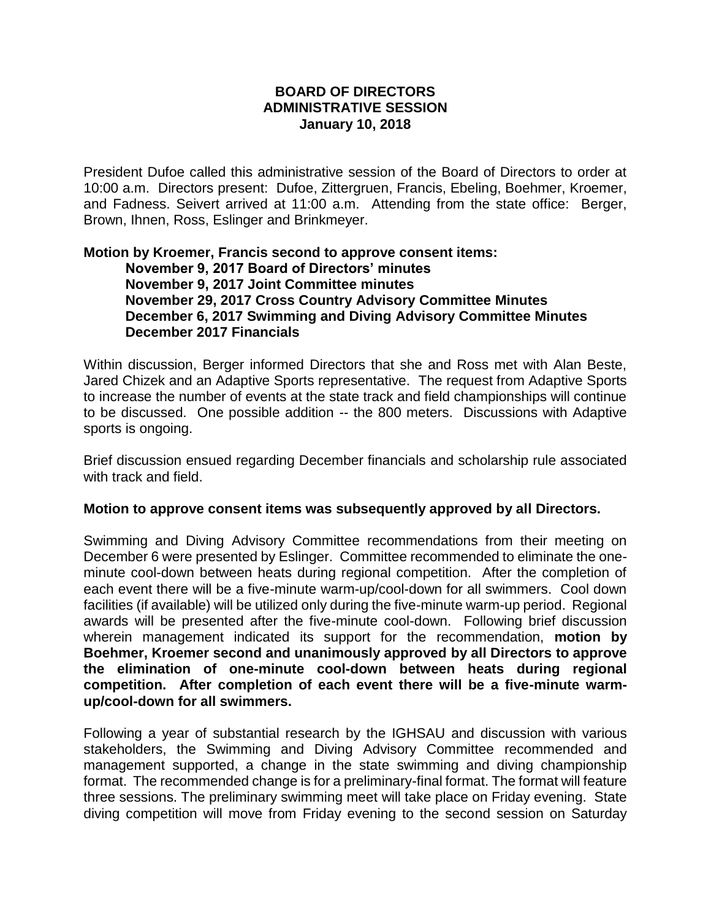# BOARD OF DIRECTORS
## ADMINISTRATIVE SESSION
### January 10, 2018

President Dufoe called this administrative session of the Board of Directors to order at 10:00 a.m. Directors present: Dufoe, Zittergruen, Francis, Ebeling, Boehmer, Kroemer, and Fadness. Seivert arrived at 11:00 a.m. Attending from the state office: Berger, Brown, Ihnen, Ross, Eslinger and Brinkmeyer.

**Motion by Kroemer, Francis second to approve consent items:**
**November 9, 2017 Board of Directors' minutes**
**November 9, 2017 Joint Committee minutes**
**November 29, 2017 Cross Country Advisory Committee Minutes**
**December 6, 2017 Swimming and Diving Advisory Committee Minutes**
**December 2017 Financials**

Within discussion, Berger informed Directors that she and Ross met with Alan Beste, Jared Chizek and an Adaptive Sports representative. The request from Adaptive Sports to increase the number of events at the state track and field championships will continue to be discussed. One possible addition -- the 800 meters. Discussions with Adaptive sports is ongoing.

Brief discussion ensued regarding December financials and scholarship rule associated with track and field.

**Motion to approve consent items was subsequently approved by all Directors.**

Swimming and Diving Advisory Committee recommendations from their meeting on December 6 were presented by Eslinger. Committee recommended to eliminate the one-minute cool-down between heats during regional competition. After the completion of each event there will be a five-minute warm-up/cool-down for all swimmers. Cool down facilities (if available) will be utilized only during the five-minute warm-up period. Regional awards will be presented after the five-minute cool-down. Following brief discussion wherein management indicated its support for the recommendation, **motion by Boehmer, Kroemer second and unanimously approved by all Directors to approve the elimination of one-minute cool-down between heats during regional competition. After completion of each event there will be a five-minute warm-up/cool-down for all swimmers.**

Following a year of substantial research by the IGHSAU and discussion with various stakeholders, the Swimming and Diving Advisory Committee recommended and management supported, a change in the state swimming and diving championship format. The recommended change is for a preliminary-final format. The format will feature three sessions. The preliminary swimming meet will take place on Friday evening. State diving competition will move from Friday evening to the second session on Saturday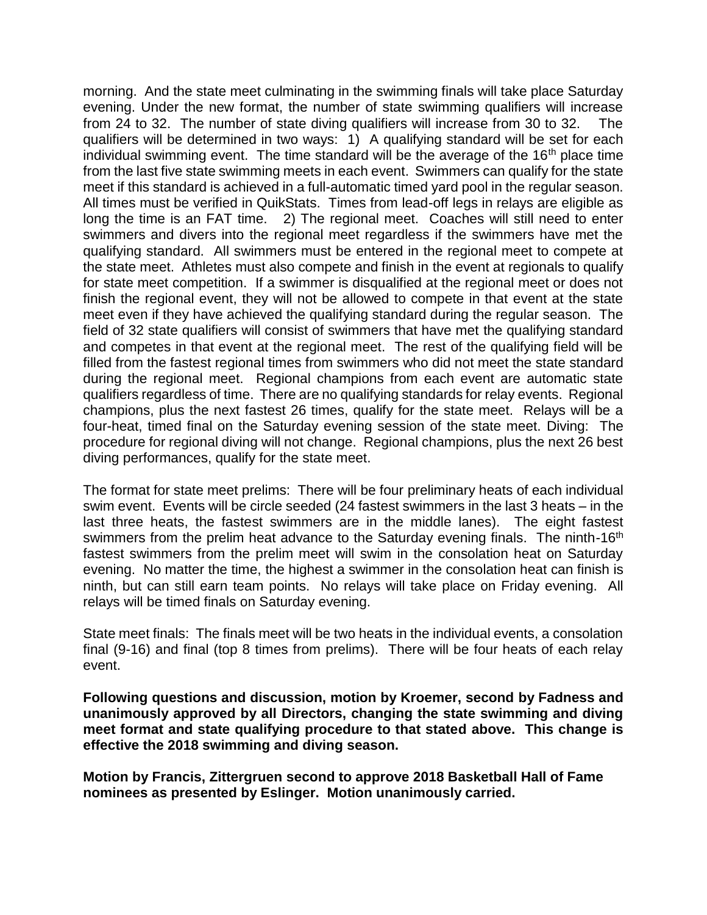morning. And the state meet culminating in the swimming finals will take place Saturday evening. Under the new format, the number of state swimming qualifiers will increase from 24 to 32. The number of state diving qualifiers will increase from 30 to 32. The qualifiers will be determined in two ways: 1) A qualifying standard will be set for each individual swimming event. The time standard will be the average of the 16th place time from the last five state swimming meets in each event. Swimmers can qualify for the state meet if this standard is achieved in a full-automatic timed yard pool in the regular season. All times must be verified in QuikStats. Times from lead-off legs in relays are eligible as long the time is an FAT time. 2) The regional meet. Coaches will still need to enter swimmers and divers into the regional meet regardless if the swimmers have met the qualifying standard. All swimmers must be entered in the regional meet to compete at the state meet. Athletes must also compete and finish in the event at regionals to qualify for state meet competition. If a swimmer is disqualified at the regional meet or does not finish the regional event, they will not be allowed to compete in that event at the state meet even if they have achieved the qualifying standard during the regular season. The field of 32 state qualifiers will consist of swimmers that have met the qualifying standard and competes in that event at the regional meet. The rest of the qualifying field will be filled from the fastest regional times from swimmers who did not meet the state standard during the regional meet. Regional champions from each event are automatic state qualifiers regardless of time. There are no qualifying standards for relay events. Regional champions, plus the next fastest 26 times, qualify for the state meet. Relays will be a four-heat, timed final on the Saturday evening session of the state meet. Diving: The procedure for regional diving will not change. Regional champions, plus the next 26 best diving performances, qualify for the state meet.

The format for state meet prelims: There will be four preliminary heats of each individual swim event. Events will be circle seeded (24 fastest swimmers in the last 3 heats – in the last three heats, the fastest swimmers are in the middle lanes). The eight fastest swimmers from the prelim heat advance to the Saturday evening finals. The ninth-16th fastest swimmers from the prelim meet will swim in the consolation heat on Saturday evening. No matter the time, the highest a swimmer in the consolation heat can finish is ninth, but can still earn team points. No relays will take place on Friday evening. All relays will be timed finals on Saturday evening.

State meet finals: The finals meet will be two heats in the individual events, a consolation final (9-16) and final (top 8 times from prelims). There will be four heats of each relay event.

**Following questions and discussion, motion by Kroemer, second by Fadness and unanimously approved by all Directors, changing the state swimming and diving meet format and state qualifying procedure to that stated above. This change is effective the 2018 swimming and diving season.**

**Motion by Francis, Zittergruen second to approve 2018 Basketball Hall of Fame nominees as presented by Eslinger. Motion unanimously carried.**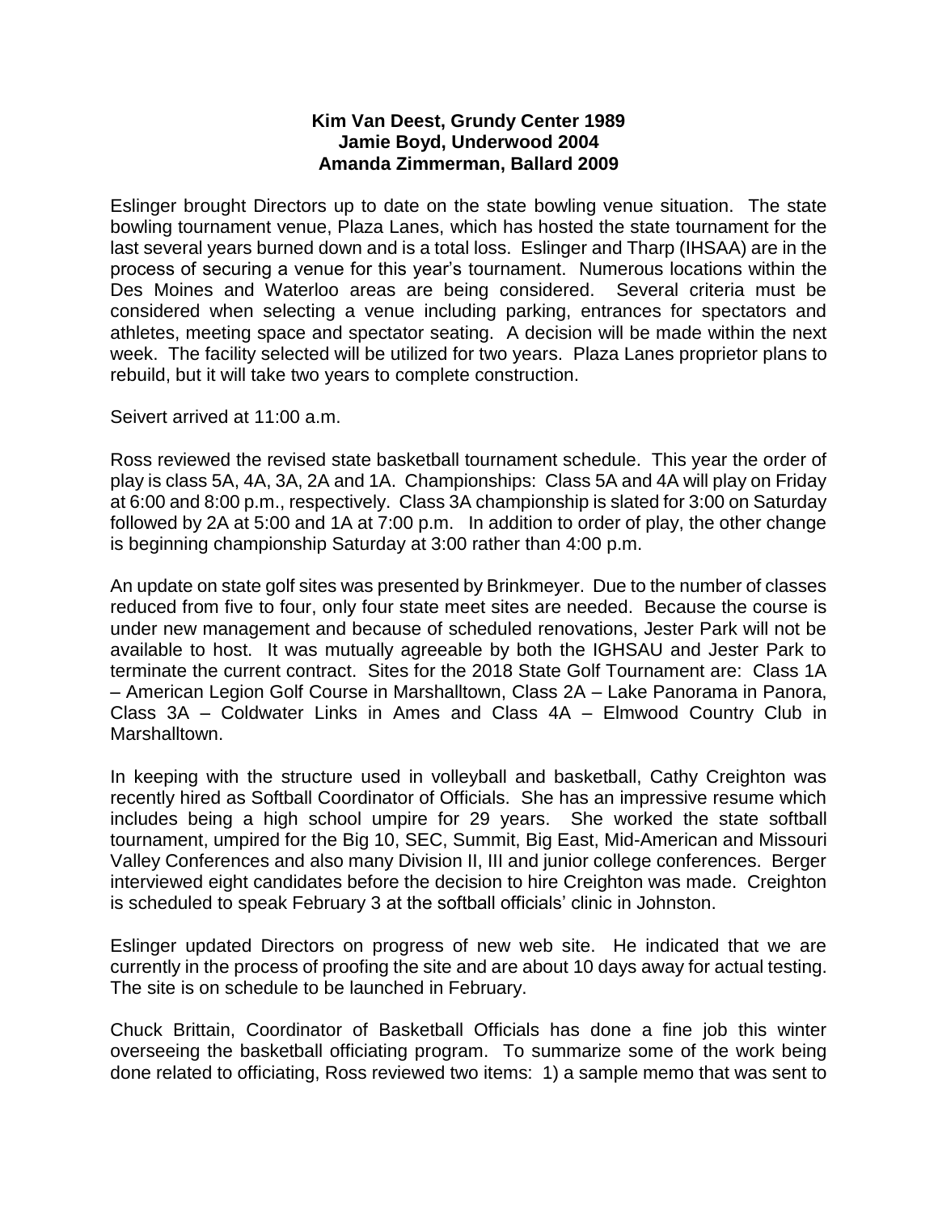**Kim Van Deest, Grundy Center 1989**
**Jamie Boyd, Underwood 2004**
**Amanda Zimmerman, Ballard 2009**

Eslinger brought Directors up to date on the state bowling venue situation. The state bowling tournament venue, Plaza Lanes, which has hosted the state tournament for the last several years burned down and is a total loss. Eslinger and Tharp (IHSAA) are in the process of securing a venue for this year's tournament. Numerous locations within the Des Moines and Waterloo areas are being considered. Several criteria must be considered when selecting a venue including parking, entrances for spectators and athletes, meeting space and spectator seating. A decision will be made within the next week. The facility selected will be utilized for two years. Plaza Lanes proprietor plans to rebuild, but it will take two years to complete construction.

Seivert arrived at 11:00 a.m.

Ross reviewed the revised state basketball tournament schedule. This year the order of play is class 5A, 4A, 3A, 2A and 1A. Championships: Class 5A and 4A will play on Friday at 6:00 and 8:00 p.m., respectively. Class 3A championship is slated for 3:00 on Saturday followed by 2A at 5:00 and 1A at 7:00 p.m. In addition to order of play, the other change is beginning championship Saturday at 3:00 rather than 4:00 p.m.

An update on state golf sites was presented by Brinkmeyer. Due to the number of classes reduced from five to four, only four state meet sites are needed. Because the course is under new management and because of scheduled renovations, Jester Park will not be available to host. It was mutually agreeable by both the IGHSAU and Jester Park to terminate the current contract. Sites for the 2018 State Golf Tournament are: Class 1A – American Legion Golf Course in Marshalltown, Class 2A – Lake Panorama in Panora, Class 3A – Coldwater Links in Ames and Class 4A – Elmwood Country Club in Marshalltown.

In keeping with the structure used in volleyball and basketball, Cathy Creighton was recently hired as Softball Coordinator of Officials. She has an impressive resume which includes being a high school umpire for 29 years. She worked the state softball tournament, umpired for the Big 10, SEC, Summit, Big East, Mid-American and Missouri Valley Conferences and also many Division II, III and junior college conferences. Berger interviewed eight candidates before the decision to hire Creighton was made. Creighton is scheduled to speak February 3 at the softball officials' clinic in Johnston.

Eslinger updated Directors on progress of new web site. He indicated that we are currently in the process of proofing the site and are about 10 days away for actual testing. The site is on schedule to be launched in February.

Chuck Brittain, Coordinator of Basketball Officials has done a fine job this winter overseeing the basketball officiating program. To summarize some of the work being done related to officiating, Ross reviewed two items: 1) a sample memo that was sent to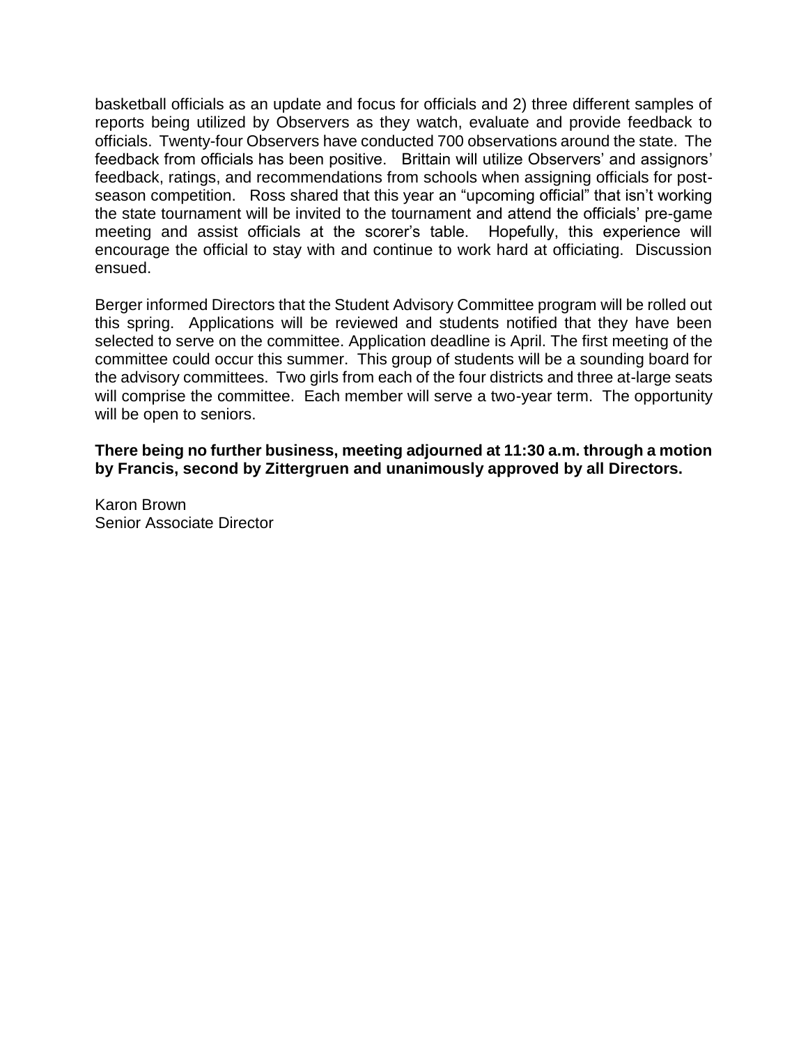basketball officials as an update and focus for officials and 2) three different samples of reports being utilized by Observers as they watch, evaluate and provide feedback to officials. Twenty-four Observers have conducted 700 observations around the state. The feedback from officials has been positive. Brittain will utilize Observers' and assignors' feedback, ratings, and recommendations from schools when assigning officials for post-season competition. Ross shared that this year an "upcoming official" that isn't working the state tournament will be invited to the tournament and attend the officials' pre-game meeting and assist officials at the scorer's table. Hopefully, this experience will encourage the official to stay with and continue to work hard at officiating. Discussion ensued.

Berger informed Directors that the Student Advisory Committee program will be rolled out this spring. Applications will be reviewed and students notified that they have been selected to serve on the committee. Application deadline is April. The first meeting of the committee could occur this summer. This group of students will be a sounding board for the advisory committees. Two girls from each of the four districts and three at-large seats will comprise the committee. Each member will serve a two-year term. The opportunity will be open to seniors.

**There being no further business, meeting adjourned at 11:30 a.m. through a motion by Francis, second by Zittergruen and unanimously approved by all Directors.**

Karon Brown
Senior Associate Director